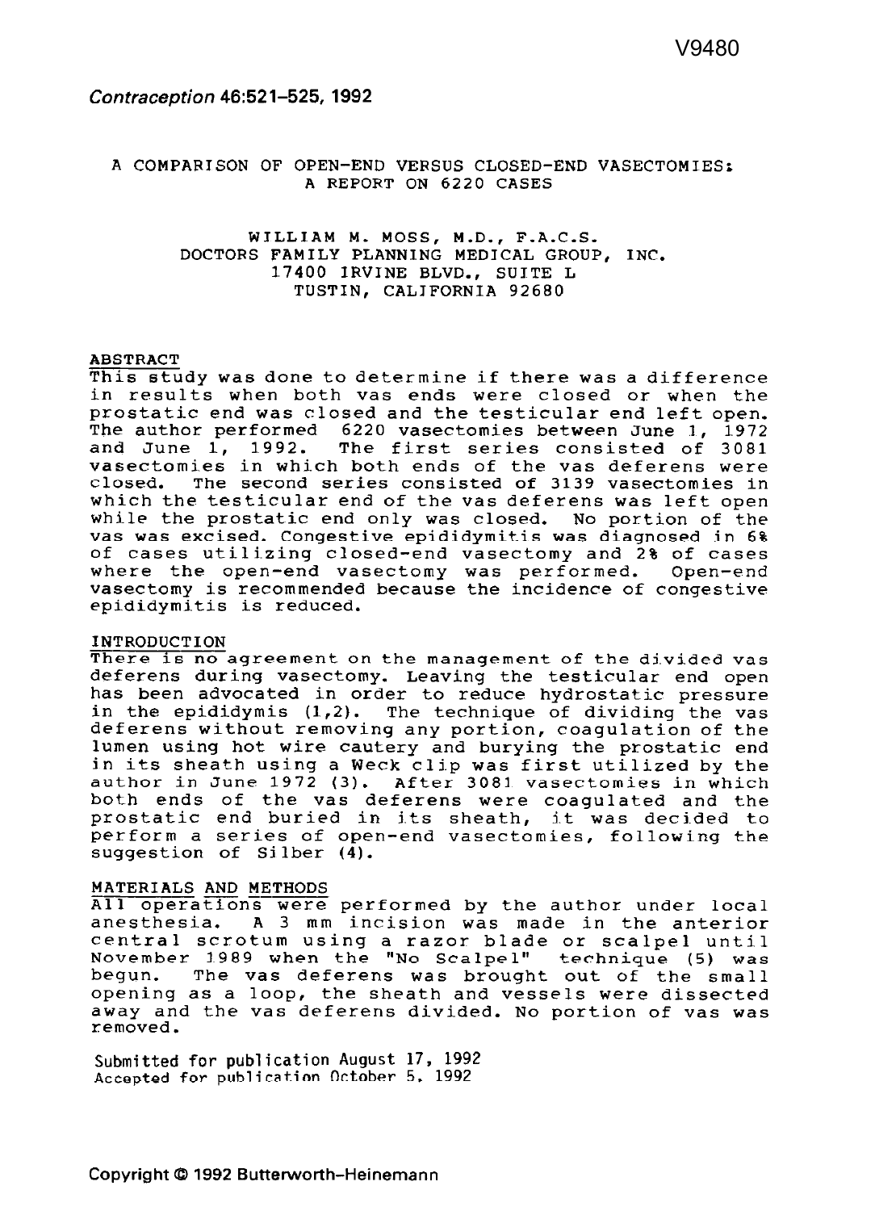V9480

*Contraception* 46:521–525, 1992

# A COMPARISON OF OPEN-END VERSUS CLOSED-END VASECTOMIES: A REPORT ON 6220 CASES

WILLIAM M. MOSS, M.D., F.A.C.S.
DOCTORS FAMILY PLANNING MEDICAL GROUP, INC.
17400 IRVINE BLVD., SUITE L
TUSTIN, CALIFORNIA 92680

## ABSTRACT

This study was done to determine if there was a difference in results when both vas ends were closed or when the prostatic end was closed and the testicular end left open. The author performed 6220 vasectomies between June 1, 1972 and June 1, 1992. The first series consisted of 3081 vasectomies in which both ends of the vas deferens were closed. The second series consisted of 3139 vasectomies in which the testicular end of the vas deferens was left open while the prostatic end only was closed. No portion of the vas was excised. Congestive epididymitis was diagnosed in 6% of cases utilizing closed-end vasectomy and 2% of cases where the open-end vasectomy was performed. Open-end vasectomy is recommended because the incidence of congestive epididymitis is reduced.

## INTRODUCTION

There is no agreement on the management of the divided vas deferens during vasectomy. Leaving the testicular end open has been advocated in order to reduce hydrostatic pressure in the epididymis (1,2). The technique of dividing the vas deferens without removing any portion, coagulation of the lumen using hot wire cautery and burying the prostatic end in its sheath using a Weck clip was first utilized by the author in June 1972 (3). After 3081 vasectomies in which both ends of the vas deferens were coagulated and the prostatic end buried in its sheath, it was decided to perform a series of open-end vasectomies, following the suggestion of Silber (4).

## MATERIALS AND METHODS

All operations were performed by the author under local anesthesia. A 3 mm incision was made in the anterior central scrotum using a razor blade or scalpel until November 1989 when the "No Scalpel" technique (5) was begun. The vas deferens was brought out of the small opening as a loop, the sheath and vessels were dissected away and the vas deferens divided. No portion of vas was removed.

Submitted for publication August 17, 1992
Accepted for publication October 5, 1992

Copyright © 1992 Butterworth–Heinemann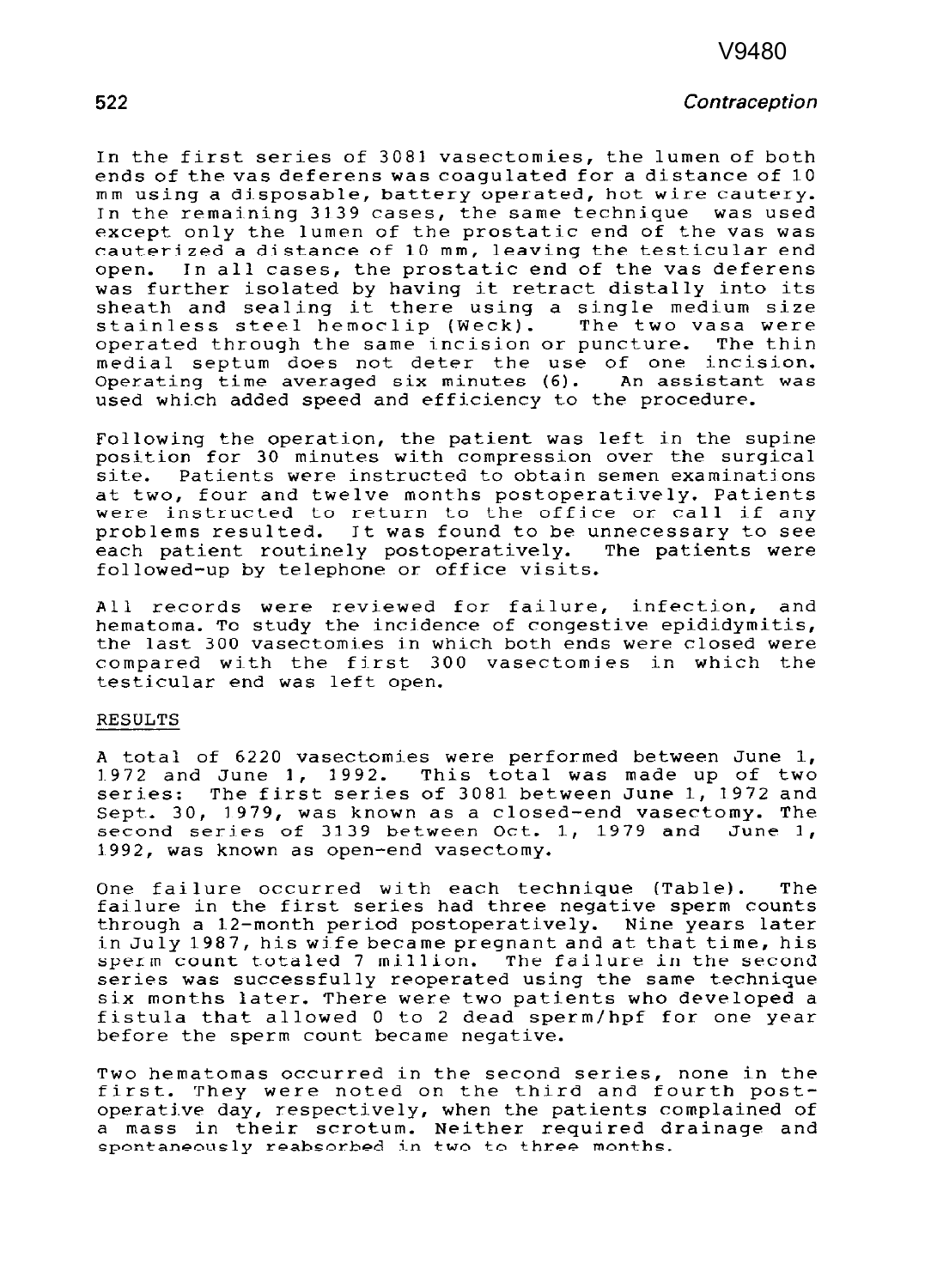In the first series of 3081 vasectomies, the lumen of both ends of the vas deferens was coagulated for a distance of 10 mm using a disposable, battery operated, hot wire cautery. In the remaining 3139 cases, the same technique was used except only the lumen of the prostatic end of the vas was cauterized a distance of 10 mm, leaving the testicular end open. In all cases, the prostatic end of the vas deferens was further isolated by having it retract distally into its sheath and sealing it there using a single medium size stainless steel hemoclip (Weck). The two vasa were operated through the same incision or puncture. The thin medial septum does not deter the use of one incision. Operating time averaged six minutes (6). An assistant was used which added speed and efficiency to the procedure.

Following the operation, the patient was left in the supine position for 30 minutes with compression over the surgical site. Patients were instructed to obtain semen examinations at two, four and twelve months postoperatively. Patients were instructed to return to the office or call if any problems resulted. It was found to be unnecessary to see each patient routinely postoperatively. The patients were followed-up by telephone or office visits.

All records were reviewed for failure, infection, and hematoma. To study the incidence of congestive epididymitis, the last 300 vasectomies in which both ends were closed were compared with the first 300 vasectomies in which the testicular end was left open.

## RESULTS

A total of 6220 vasectomies were performed between June 1, 1972 and June 1, 1992. This total was made up of two series: The first series of 3081 between June 1, 1972 and Sept. 30, 1979, was known as a closed-end vasectomy. The second series of 3139 between Oct. 1, 1979 and June 1, 1992, was known as open-end vasectomy.

One failure occurred with each technique (Table). The failure in the first series had three negative sperm counts through a 12-month period postoperatively. Nine years later in July 1987, his wife became pregnant and at that time, his sperm count totaled 7 million. The failure in the second series was successfully reoperated using the same technique six months later. There were two patients who developed a fistula that allowed 0 to 2 dead sperm/hpf for one year before the sperm count became negative.

Two hematomas occurred in the second series, none in the first. They were noted on the third and fourth post-operative day, respectively, when the patients complained of a mass in their scrotum. Neither required drainage and spontaneously reabsorbed in two to three months.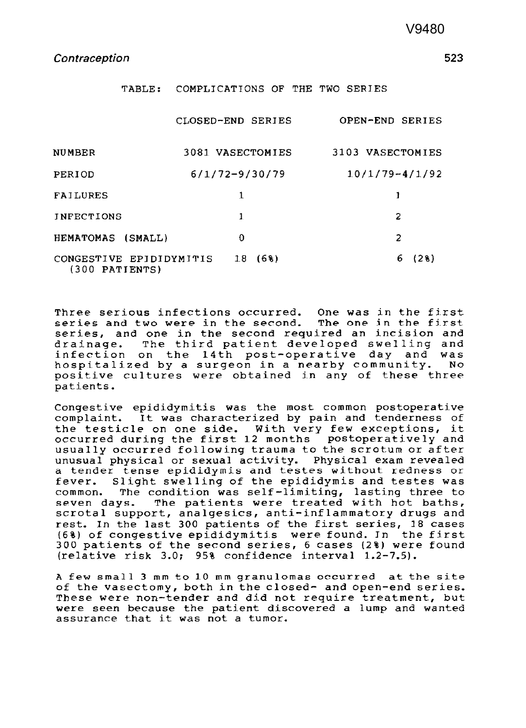TABLE: COMPLICATIONS OF THE TWO SERIES

| | CLOSED-END SERIES | OPEN-END SERIES |
|---|---|---|
| NUMBER | 3081 VASECTOMIES | 3103 VASECTOMIES |
| PERIOD | 6/1/72-9/30/79 | 10/1/79-4/1/92 |
| FAILURES | 1 | 1 |
| INFECTIONS | 1 | 2 |
| HEMATOMAS (SMALL) | 0 | 2 |
| CONGESTIVE EPIDIDYMITIS (300 PATIENTS) | 18 (6%) | 6 (2%) |

Three serious infections occurred. One was in the first series and two were in the second. The one in the first series, and one in the second required an incision and drainage. The third patient developed swelling and infection on the 14th post-operative day and was hospitalized by a surgeon in a nearby community. No positive cultures were obtained in any of these three patients.

Congestive epididymitis was the most common postoperative complaint. It was characterized by pain and tenderness of the testicle on one side. With very few exceptions, it occurred during the first 12 months postoperatively and usually occurred following trauma to the scrotum or after unusual physical or sexual activity. Physical exam revealed a tender tense epididymis and testes without redness or fever. Slight swelling of the epididymis and testes was common. The condition was self-limiting, lasting three to seven days. The patients were treated with hot baths, scrotal support, analgesics, anti-inflammatory drugs and rest. In the last 300 patients of the first series, 18 cases (6%) of congestive epididymitis were found. In the first 300 patients of the second series, 6 cases (2%) were found (relative risk 3.0; 95% confidence interval 1.2-7.5).

A few small 3 mm to 10 mm granulomas occurred at the site of the vasectomy, both in the closed- and open-end series. These were non-tender and did not require treatment, but were seen because the patient discovered a lump and wanted assurance that it was not a tumor.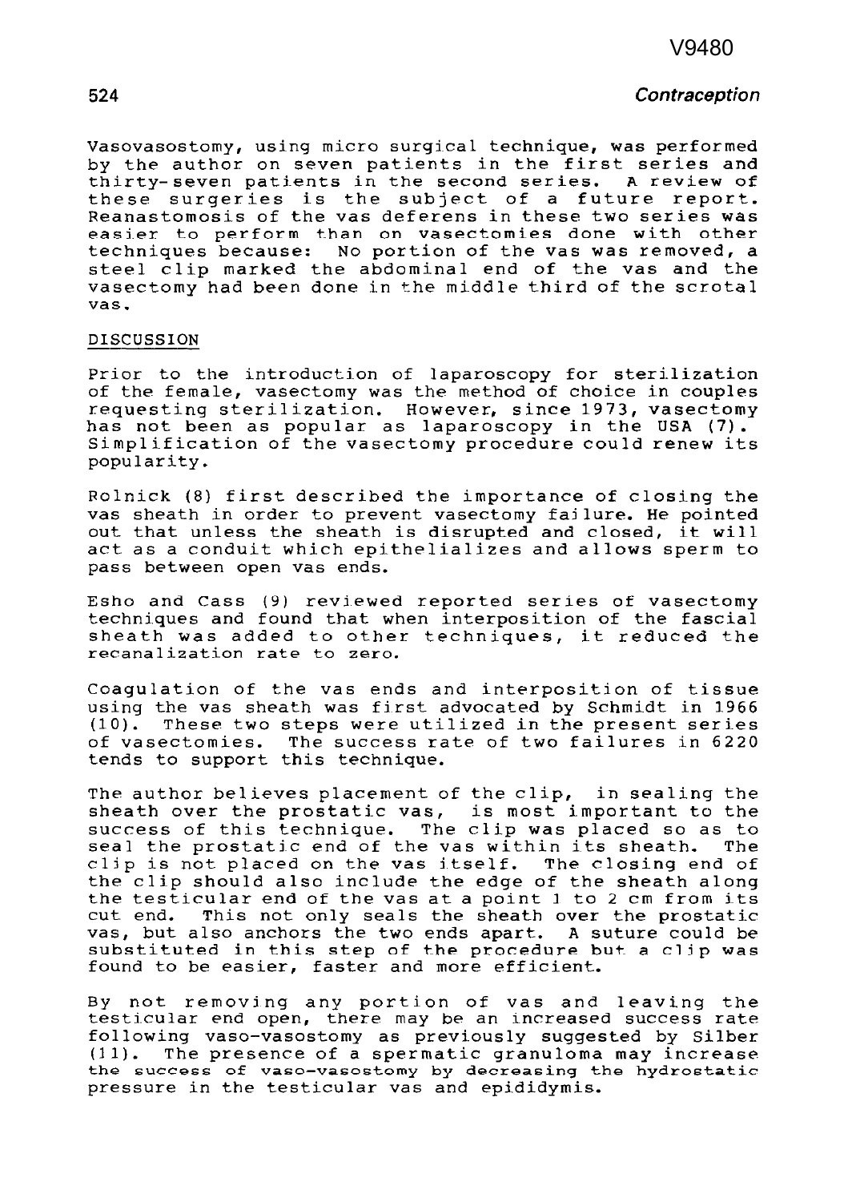Vasovasostomy, using micro surgical technique, was performed by the author on seven patients in the first series and thirty-seven patients in the second series. A review of these surgeries is the subject of a future report. Reanastomosis of the vas deferens in these two series was easier to perform than on vasectomies done with other techniques because: No portion of the vas was removed, a steel clip marked the abdominal end of the vas and the vasectomy had been done in the middle third of the scrotal vas.

## DISCUSSION

Prior to the introduction of laparoscopy for sterilization of the female, vasectomy was the method of choice in couples requesting sterilization. However, since 1973, vasectomy has not been as popular as laparoscopy in the USA (7). Simplification of the vasectomy procedure could renew its popularity.

Rolnick (8) first described the importance of closing the vas sheath in order to prevent vasectomy failure. He pointed out that unless the sheath is disrupted and closed, it will act as a conduit which epithelializes and allows sperm to pass between open vas ends.

Esho and Cass (9) reviewed reported series of vasectomy techniques and found that when interposition of the fascial sheath was added to other techniques, it reduced the recanalization rate to zero.

Coagulation of the vas ends and interposition of tissue using the vas sheath was first advocated by Schmidt in 1966 (10). These two steps were utilized in the present series of vasectomies. The success rate of two failures in 6220 tends to support this technique.

The author believes placement of the clip, in sealing the sheath over the prostatic vas, is most important to the success of this technique. The clip was placed so as to seal the prostatic end of the vas within its sheath. The clip is not placed on the vas itself. The closing end of the clip should also include the edge of the sheath along the testicular end of the vas at a point 1 to 2 cm from its cut end. This not only seals the sheath over the prostatic vas, but also anchors the two ends apart. A suture could be substituted in this step of the procedure but a clip was found to be easier, faster and more efficient.

By not removing any portion of vas and leaving the testicular end open, there may be an increased success rate following vaso-vasostomy as previously suggested by Silber (11). The presence of a spermatic granuloma may increase the success of vaso-vasostomy by decreasing the hydrostatic pressure in the testicular vas and epididymis.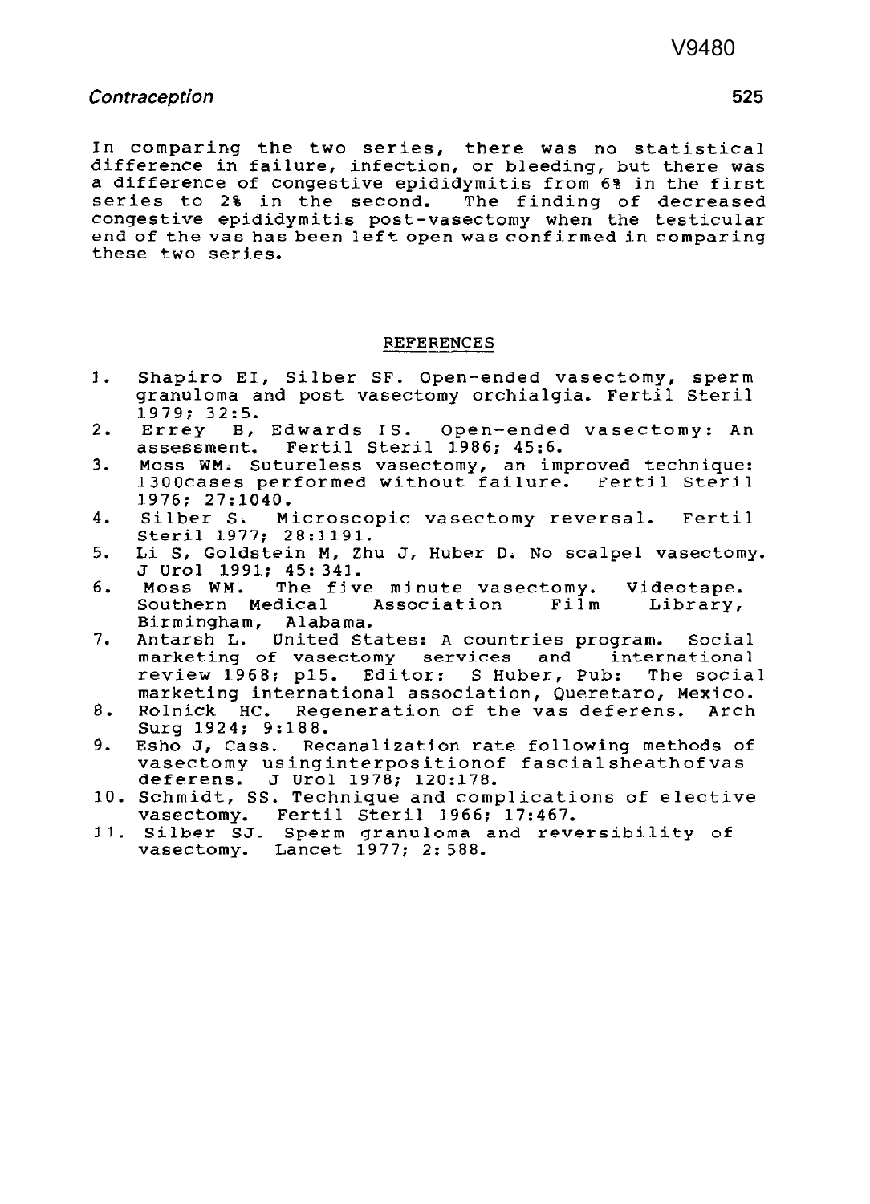In comparing the two series, there was no statistical difference in failure, infection, or bleeding, but there was a difference of congestive epididymitis from 6% in the first series to 2% in the second. The finding of decreased congestive epididymitis post-vasectomy when the testicular end of the vas has been left open was confirmed in comparing these two series.

## REFERENCES

1. Shapiro EI, Silber SF. Open-ended vasectomy, sperm granuloma and post vasectomy orchialgia. Fertil Steril 1979; 32:5.
2. Errey B, Edwards IS. Open-ended vasectomy: An assessment. Fertil Steril 1986; 45:6.
3. Moss WM. Sutureless vasectomy, an improved technique: 1300cases performed without failure. Fertil Steril 1976; 27:1040.
4. Silber S. Microscopic vasectomy reversal. Fertil Steril 1977; 28:1191.
5. Li S, Goldstein M, Zhu J, Huber D. No scalpel vasectomy. J Urol 1991; 45: 341.
6. Moss WM. The five minute vasectomy. Videotape. Southern Medical Association Film Library, Birmingham, Alabama.
7. Antarsh L. United States: A countries program. Social marketing of vasectomy services and international review 1968; p15. Editor: S Huber, Pub: The social marketing international association, Queretaro, Mexico.
8. Rolnick HC. Regeneration of the vas deferens. Arch Surg 1924; 9:188.
9. Esho J, Cass. Recanalization rate following methods of vasectomy usinginterpositionof fascialsheathofvas deferens. J Urol 1978; 120:178.
10. Schmidt, SS. Technique and complications of elective vasectomy. Fertil Steril 1966; 17:467.
11. Silber SJ. Sperm granuloma and reversibility of vasectomy. Lancet 1977; 2: 588.